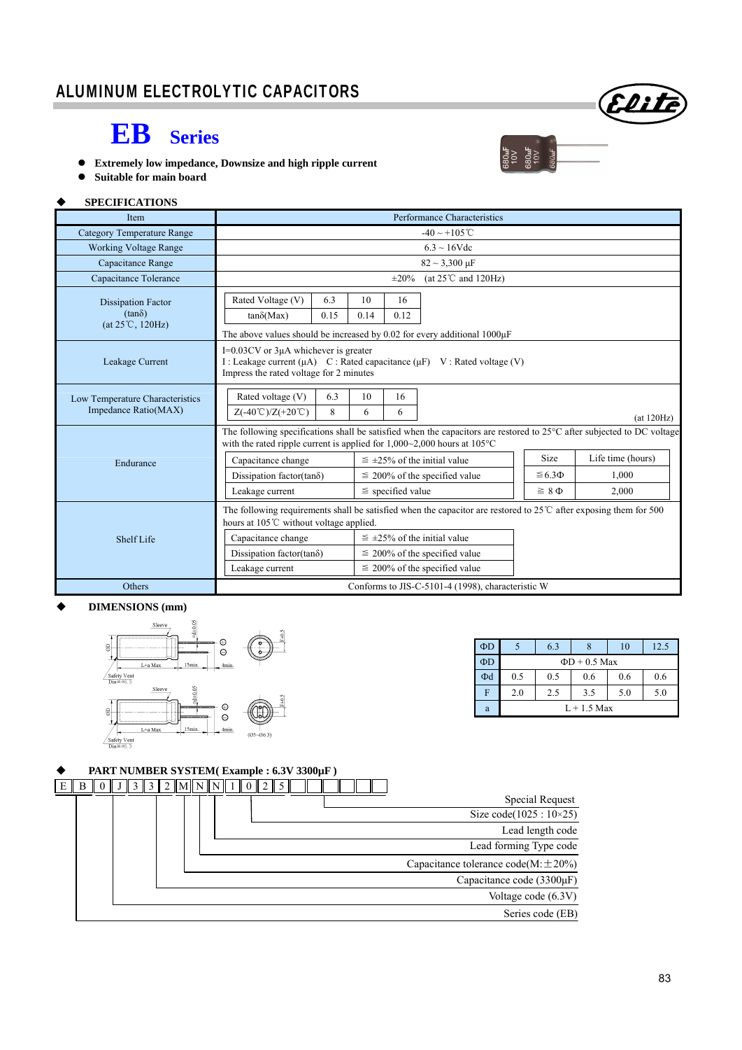# ALUMINUM ELECTROLYTIC CAPACITORS

## EB Series

- **Extremely low impedance, Downsize and high ripple current**
- **Suitable for main board**

### ◆ SPECIFICATIONS

| Item | Performance Characteristics |
|---|---|
| Category Temperature Range | -40 ~ +105℃ |
| Working Voltage Range | 6.3 ~ 16Vdc |
| Capacitance Range | 82 ~ 3,300 µF |
| Capacitance Tolerance | ±20%　(at 25℃ and 120Hz) |
| Dissipation Factor (tanδ) (at 25℃, 120Hz) | Rated Voltage (V): 6.3 / 10 / 16; tanδ(Max): 0.15 / 0.14 / 0.12. The above values should be increased by 0.02 for every additional 1000µF |
| Leakage Current | I=0.03CV or 3µA whichever is greater. I : Leakage current (µA)　C : Rated capacitance (µF)　V : Rated voltage (V). Impress the rated voltage for 2 minutes |
| Low Temperature Characteristics Impedance Ratio(MAX) | Rated voltage (V): 6.3 / 10 / 16; Z(-40℃)/Z(+20℃): 8 / 6 / 6 (at 120Hz) |
| Endurance | The following specifications shall be satisfied when the capacitors are restored to 25°C after subjected to DC voltage with the rated ripple current is applied for 1,000~2,000 hours at 105°C. Capacitance change: ≦ ±25% of the initial value; Dissipation factor(tanδ): ≦ 200% of the specified value; Leakage current: ≦ specified value. Size / Life time (hours): ≦6.3Φ — 1,000; ≧ 8 Φ — 2,000 |
| Shelf Life | The following requirements shall be satisfied when the capacitor are restored to 25℃ after exposing them for 500 hours at 105℃ without voltage applied. Capacitance change: ≦ ±25% of the initial value; Dissipation factor(tanδ): ≦ 200% of the specified value; Leakage current: ≦ 200% of the specified value |
| Others | Conforms to JIS-C-5101-4 (1998), characteristic W |

### ◆ DIMENSIONS (mm)

| ΦD | 5 | 6.3 | 8 | 10 | 12.5 |
|---|---|---|---|---|---|
| ΦD | ΦD + 0.5 Max | | | | |
| Φd | 0.5 | 0.5 | 0.6 | 0.6 | 0.6 |
| F | 2.0 | 2.5 | 3.5 | 5.0 | 5.0 |
| a | L + 1.5 Max | | | | |

### ◆ PART NUMBER SYSTEM( Example : 6.3V 3300µF )

E B 0 J 3 3 2 M N N 1 0 2 5

- Special Request
- Size code(1025 : 10×25)
- Lead length code
- Lead forming Type code
- Capacitance tolerance code(M:±20%)
- Capacitance code (3300µF)
- Voltage code (6.3V)
- Series code (EB)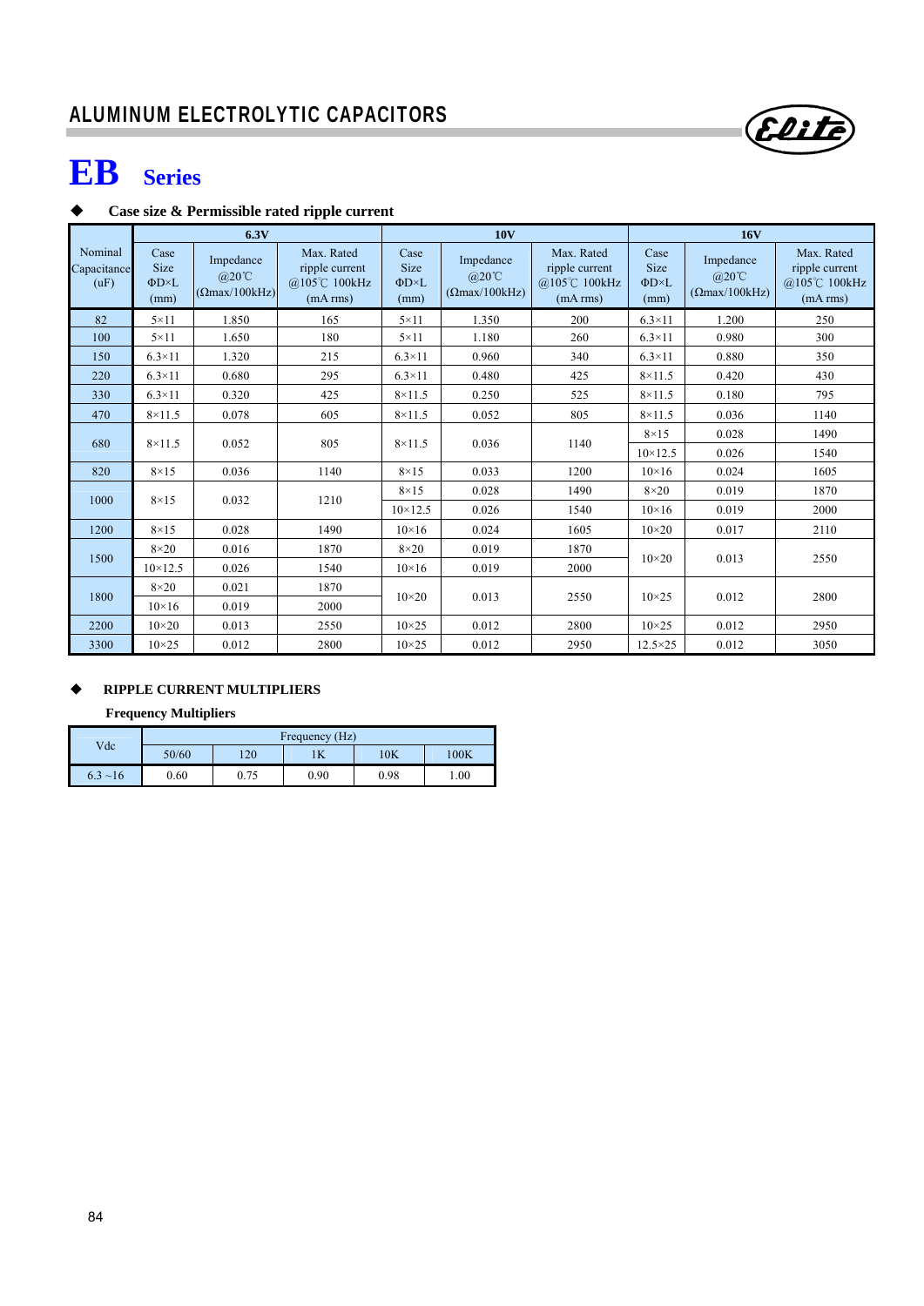# ALUMINUM ELECTROLYTIC CAPACITORS

# EB Series

◆ **Case size & Permissible rated ripple current**

| Nominal Capacitance (uF) | 6.3V | | | 10V | | | 16V | | |
|---|---|---|---|---|---|---|---|---|---|
| | Case Size ΦD×L (mm) | Impedance @20℃ (Ωmax/100kHz) | Max. Rated ripple current @105℃ 100kHz (mA rms) | Case Size ΦD×L (mm) | Impedance @20℃ (Ωmax/100kHz) | Max. Rated ripple current @105℃ 100kHz (mA rms) | Case Size ΦD×L (mm) | Impedance @20℃ (Ωmax/100kHz) | Max. Rated ripple current @105℃ 100kHz (mA rms) |
| 82 | 5×11 | 1.850 | 165 | 5×11 | 1.350 | 200 | 6.3×11 | 1.200 | 250 |
| 100 | 5×11 | 1.650 | 180 | 5×11 | 1.180 | 260 | 6.3×11 | 0.980 | 300 |
| 150 | 6.3×11 | 1.320 | 215 | 6.3×11 | 0.960 | 340 | 6.3×11 | 0.880 | 350 |
| 220 | 6.3×11 | 0.680 | 295 | 6.3×11 | 0.480 | 425 | 8×11.5 | 0.420 | 430 |
| 330 | 6.3×11 | 0.320 | 425 | 8×11.5 | 0.250 | 525 | 8×11.5 | 0.180 | 795 |
| 470 | 8×11.5 | 0.078 | 605 | 8×11.5 | 0.052 | 805 | 8×11.5 | 0.036 | 1140 |
| 680 | 8×11.5 | 0.052 | 805 | 8×11.5 | 0.036 | 1140 | 8×15 | 0.028 | 1490 |
| | | | | | | | 10×12.5 | 0.026 | 1540 |
| 820 | 8×15 | 0.036 | 1140 | 8×15 | 0.033 | 1200 | 10×16 | 0.024 | 1605 |
| 1000 | 8×15 | 0.032 | 1210 | 8×15 | 0.028 | 1490 | 8×20 | 0.019 | 1870 |
| | | | | 10×12.5 | 0.026 | 1540 | 10×16 | 0.019 | 2000 |
| 1200 | 8×15 | 0.028 | 1490 | 10×16 | 0.024 | 1605 | 10×20 | 0.017 | 2110 |
| 1500 | 8×20 | 0.016 | 1870 | 8×20 | 0.019 | 1870 | 10×20 | 0.013 | 2550 |
| | 10×12.5 | 0.026 | 1540 | 10×16 | 0.019 | 2000 | | | |
| 1800 | 8×20 | 0.021 | 1870 | 10×20 | 0.013 | 2550 | 10×25 | 0.012 | 2800 |
| | 10×16 | 0.019 | 2000 | | | | | | |
| 2200 | 10×20 | 0.013 | 2550 | 10×25 | 0.012 | 2800 | 10×25 | 0.012 | 2950 |
| 3300 | 10×25 | 0.012 | 2800 | 10×25 | 0.012 | 2950 | 12.5×25 | 0.012 | 3050 |

◆ **RIPPLE CURRENT MULTIPLIERS**

**Frequency Multipliers**

| Vdc | Frequency (Hz) | | | | |
|---|---|---|---|---|---|
| | 50/60 | 120 | 1K | 10K | 100K |
| 6.3 ~16 | 0.60 | 0.75 | 0.90 | 0.98 | 1.00 |